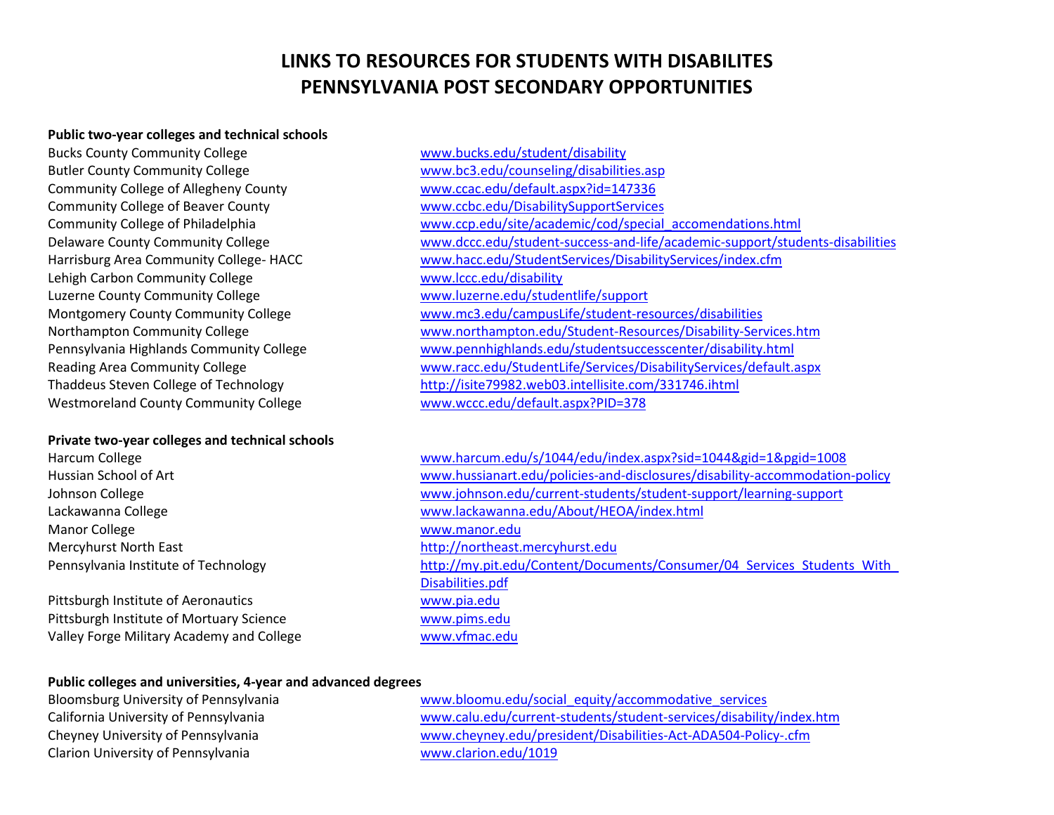# LINKS TO RESOURCES FOR STUDENTS WITH DISABILITES
# PENNSYLVANIA POST SECONDARY OPPORTUNITIES

**Public two-year colleges and technical schools**

| | |
|---|---|
| Bucks County Community College | www.bucks.edu/student/disability |
| Butler County Community College | www.bc3.edu/counseling/disabilities.asp |
| Community College of Allegheny County | www.ccac.edu/default.aspx?id=147336 |
| Community College of Beaver County | www.ccbc.edu/DisabilitySupportServices |
| Community College of Philadelphia | www.ccp.edu/site/academic/cod/special_accomendations.html |
| Delaware County Community College | www.dccc.edu/student-success-and-life/academic-support/students-disabilities |
| Harrisburg Area Community College- HACC | www.hacc.edu/StudentServices/DisabilityServices/index.cfm |
| Lehigh Carbon Community College | www.lccc.edu/disability |
| Luzerne County Community College | www.luzerne.edu/studentlife/support |
| Montgomery County Community College | www.mc3.edu/campusLife/student-resources/disabilities |
| Northampton Community College | www.northampton.edu/Student-Resources/Disability-Services.htm |
| Pennsylvania Highlands Community College | www.pennhighlands.edu/studentsuccesscenter/disability.html |
| Reading Area Community College | www.racc.edu/StudentLife/Services/DisabilityServices/default.aspx |
| Thaddeus Steven College of Technology | http://isite79982.web03.intellisite.com/331746.ihtml |
| Westmoreland County Community College | www.wccc.edu/default.aspx?PID=378 |

**Private two-year colleges and technical schools**

| | |
|---|---|
| Harcum College | www.harcum.edu/s/1044/edu/index.aspx?sid=1044&gid=1&pgid=1008 |
| Hussian School of Art | www.hussianart.edu/policies-and-disclosures/disability-accommodation-policy |
| Johnson College | www.johnson.edu/current-students/student-support/learning-support |
| Lackawanna College | www.lackawanna.edu/About/HEOA/index.html |
| Manor College | www.manor.edu |
| Mercyhurst North East | http://northeast.mercyhurst.edu |
| Pennsylvania Institute of Technology | http://my.pit.edu/Content/Documents/Consumer/04_Services_Students_With_Disabilities.pdf |
| Pittsburgh Institute of Aeronautics | www.pia.edu |
| Pittsburgh Institute of Mortuary Science | www.pims.edu |
| Valley Forge Military Academy and College | www.vfmac.edu |

**Public colleges and universities, 4-year and advanced degrees**

| | |
|---|---|
| Bloomsburg University of Pennsylvania | www.bloomu.edu/social_equity/accommodative_services |
| California University of Pennsylvania | www.calu.edu/current-students/student-services/disability/index.htm |
| Cheyney University of Pennsylvania | www.cheyney.edu/president/Disabilities-Act-ADA504-Policy-.cfm |
| Clarion University of Pennsylvania | www.clarion.edu/1019 |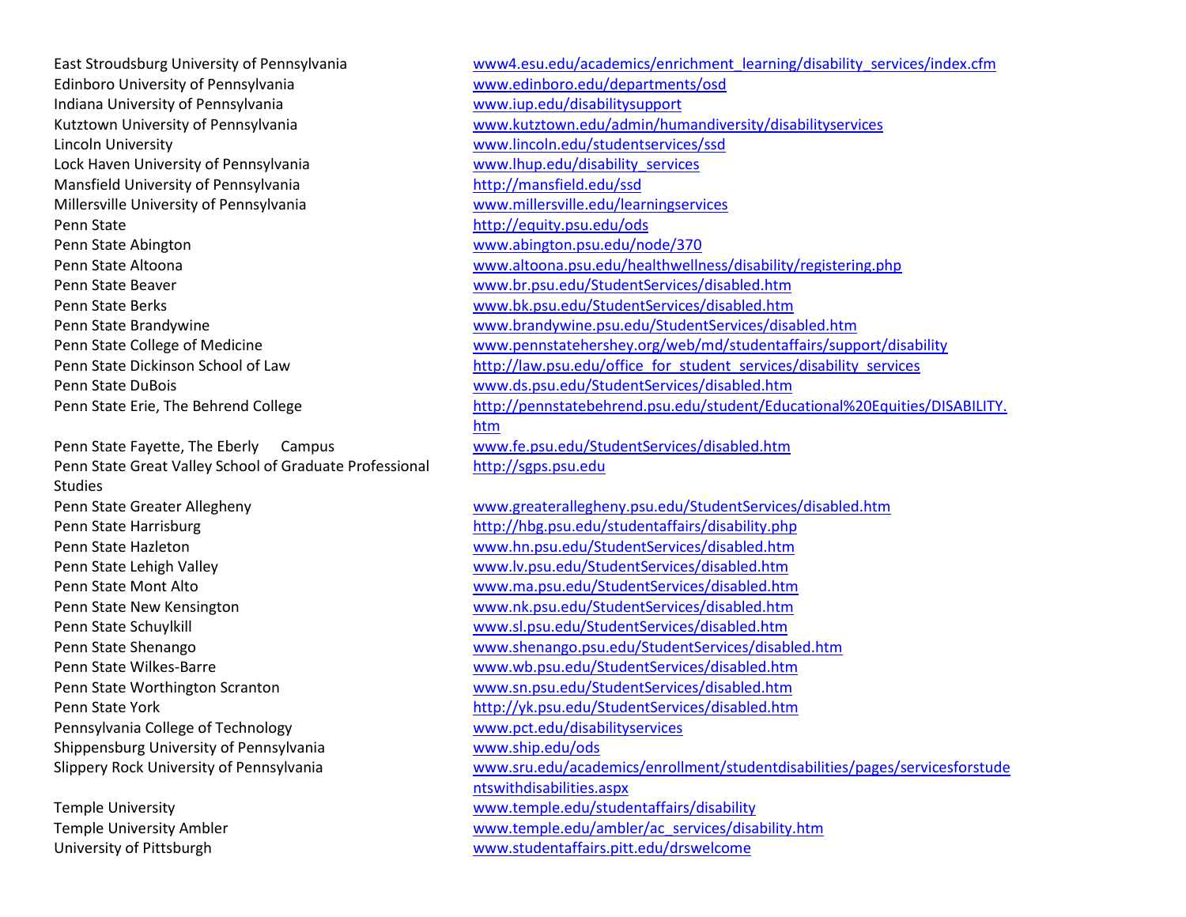| | |
|---|---|
| East Stroudsburg University of Pennsylvania | www4.esu.edu/academics/enrichment_learning/disability_services/index.cfm |
| Edinboro University of Pennsylvania | www.edinboro.edu/departments/osd |
| Indiana University of Pennsylvania | www.iup.edu/disabilitysupport |
| Kutztown University of Pennsylvania | www.kutztown.edu/admin/humandiversity/disabilityservices |
| Lincoln University | www.lincoln.edu/studentservices/ssd |
| Lock Haven University of Pennsylvania | www.lhup.edu/disability_services |
| Mansfield University of Pennsylvania | http://mansfield.edu/ssd |
| Millersville University of Pennsylvania | www.millersville.edu/learningservices |
| Penn State | http://equity.psu.edu/ods |
| Penn State Abington | www.abington.psu.edu/node/370 |
| Penn State Altoona | www.altoona.psu.edu/healthwellness/disability/registering.php |
| Penn State Beaver | www.br.psu.edu/StudentServices/disabled.htm |
| Penn State Berks | www.bk.psu.edu/StudentServices/disabled.htm |
| Penn State Brandywine | www.brandywine.psu.edu/StudentServices/disabled.htm |
| Penn State College of Medicine | www.pennstatehershey.org/web/md/studentaffairs/support/disability |
| Penn State Dickinson School of Law | http://law.psu.edu/office_for_student_services/disability_services |
| Penn State DuBois | www.ds.psu.edu/StudentServices/disabled.htm |
| Penn State Erie, The Behrend College | http://pennstatebehrend.psu.edu/student/Educational%20Equities/DISABILITY.htm |
| Penn State Fayette, The Eberly Campus | www.fe.psu.edu/StudentServices/disabled.htm |
| Penn State Great Valley School of Graduate Professional Studies | http://sgps.psu.edu |
| Penn State Greater Allegheny | www.greaterallegheny.psu.edu/StudentServices/disabled.htm |
| Penn State Harrisburg | http://hbg.psu.edu/studentaffairs/disability.php |
| Penn State Hazleton | www.hn.psu.edu/StudentServices/disabled.htm |
| Penn State Lehigh Valley | www.lv.psu.edu/StudentServices/disabled.htm |
| Penn State Mont Alto | www.ma.psu.edu/StudentServices/disabled.htm |
| Penn State New Kensington | www.nk.psu.edu/StudentServices/disabled.htm |
| Penn State Schuylkill | www.sl.psu.edu/StudentServices/disabled.htm |
| Penn State Shenango | www.shenango.psu.edu/StudentServices/disabled.htm |
| Penn State Wilkes-Barre | www.wb.psu.edu/StudentServices/disabled.htm |
| Penn State Worthington Scranton | www.sn.psu.edu/StudentServices/disabled.htm |
| Penn State York | http://yk.psu.edu/StudentServices/disabled.htm |
| Pennsylvania College of Technology | www.pct.edu/disabilityservices |
| Shippensburg University of Pennsylvania | www.ship.edu/ods |
| Slippery Rock University of Pennsylvania | www.sru.edu/academics/enrollment/studentdisabilities/pages/servicesforstudentswithdisabilities.aspx |
| Temple University | www.temple.edu/studentaffairs/disability |
| Temple University Ambler | www.temple.edu/ambler/ac_services/disability.htm |
| University of Pittsburgh | www.studentaffairs.pitt.edu/drswelcome |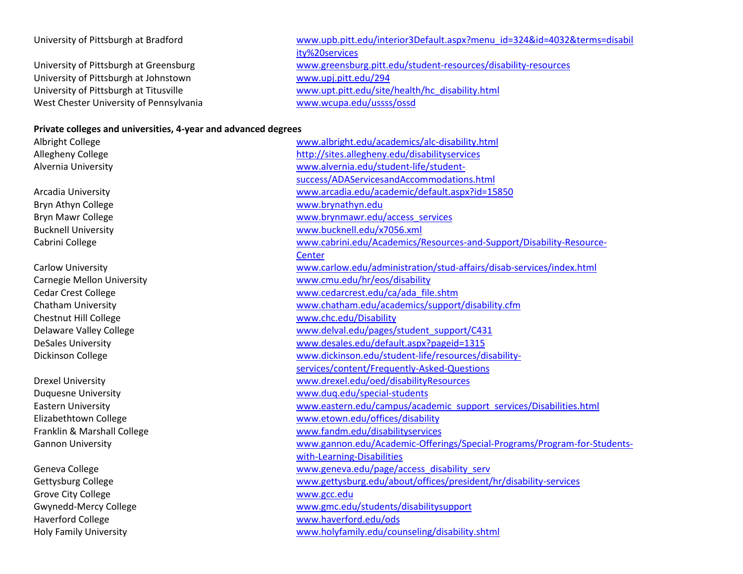| | |
|---|---|
| University of Pittsburgh at Bradford | www.upb.pitt.edu/interior3Default.aspx?menu_id=324&id=4032&terms=disability%20services |
| University of Pittsburgh at Greensburg | www.greensburg.pitt.edu/student-resources/disability-resources |
| University of Pittsburgh at Johnstown | www.upj.pitt.edu/294 |
| University of Pittsburgh at Titusville | www.upt.pitt.edu/site/health/hc_disability.html |
| West Chester University of Pennsylvania | www.wcupa.edu/ussss/ossd |

**Private colleges and universities, 4-year and advanced degrees**

| | |
|---|---|
| Albright College | www.albright.edu/academics/alc-disability.html |
| Allegheny College | http://sites.allegheny.edu/disabilityservices |
| Alvernia University | www.alvernia.edu/student-life/student-success/ADAServicesandAccommodations.html |
| Arcadia University | www.arcadia.edu/academic/default.aspx?id=15850 |
| Bryn Athyn College | www.brynathyn.edu |
| Bryn Mawr College | www.brynmawr.edu/access_services |
| Bucknell University | www.bucknell.edu/x7056.xml |
| Cabrini College | www.cabrini.edu/Academics/Resources-and-Support/Disability-Resource-Center |
| Carlow University | www.carlow.edu/administration/stud-affairs/disab-services/index.html |
| Carnegie Mellon University | www.cmu.edu/hr/eos/disability |
| Cedar Crest College | www.cedarcrest.edu/ca/ada_file.shtm |
| Chatham University | www.chatham.edu/academics/support/disability.cfm |
| Chestnut Hill College | www.chc.edu/Disability |
| Delaware Valley College | www.delval.edu/pages/student_support/C431 |
| DeSales University | www.desales.edu/default.aspx?pageid=1315 |
| Dickinson College | www.dickinson.edu/student-life/resources/disability-services/content/Frequently-Asked-Questions |
| Drexel University | www.drexel.edu/oed/disabilityResources |
| Duquesne University | www.duq.edu/special-students |
| Eastern University | www.eastern.edu/campus/academic_support_services/Disabilities.html |
| Elizabethtown College | www.etown.edu/offices/disability |
| Franklin & Marshall College | www.fandm.edu/disabilityservices |
| Gannon University | www.gannon.edu/Academic-Offerings/Special-Programs/Program-for-Students-with-Learning-Disabilities |
| Geneva College | www.geneva.edu/page/access_disability_serv |
| Gettysburg College | www.gettysburg.edu/about/offices/president/hr/disability-services |
| Grove City College | www.gcc.edu |
| Gwynedd-Mercy College | www.gmc.edu/students/disabilitysupport |
| Haverford College | www.haverford.edu/ods |
| Holy Family University | www.holyfamily.edu/counseling/disability.shtml |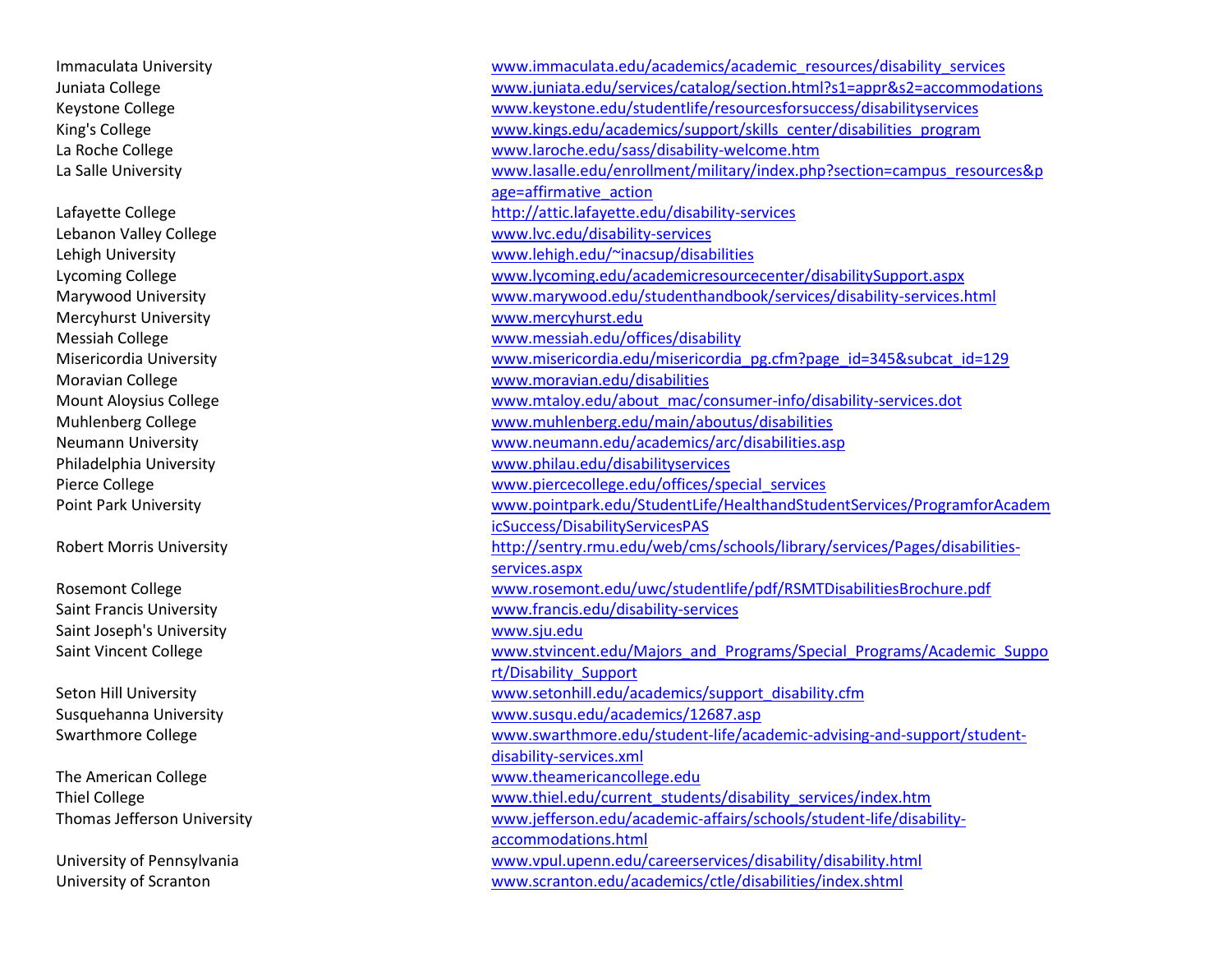| | |
|---|---|
| Immaculata University | www.immaculata.edu/academics/academic_resources/disability_services |
| Juniata College | www.juniata.edu/services/catalog/section.html?s1=appr&s2=accommodations |
| Keystone College | www.keystone.edu/studentlife/resourcesforsuccess/disabilityservices |
| King's College | www.kings.edu/academics/support/skills_center/disabilities_program |
| La Roche College | www.laroche.edu/sass/disability-welcome.htm |
| La Salle University | www.lasalle.edu/enrollment/military/index.php?section=campus_resources&page=affirmative_action |
| Lafayette College | http://attic.lafayette.edu/disability-services |
| Lebanon Valley College | www.lvc.edu/disability-services |
| Lehigh University | www.lehigh.edu/~inacsup/disabilities |
| Lycoming College | www.lycoming.edu/academicresourcecenter/disabilitySupport.aspx |
| Marywood University | www.marywood.edu/studenthandbook/services/disability-services.html |
| Mercyhurst University | www.mercyhurst.edu |
| Messiah College | www.messiah.edu/offices/disability |
| Misericordia University | www.misericordia.edu/misericordia_pg.cfm?page_id=345&subcat_id=129 |
| Moravian College | www.moravian.edu/disabilities |
| Mount Aloysius College | www.mtaloy.edu/about_mac/consumer-info/disability-services.dot |
| Muhlenberg College | www.muhlenberg.edu/main/aboutus/disabilities |
| Neumann University | www.neumann.edu/academics/arc/disabilities.asp |
| Philadelphia University | www.philau.edu/disabilityservices |
| Pierce College | www.piercecollege.edu/offices/special_services |
| Point Park University | www.pointpark.edu/StudentLife/HealthandStudentServices/ProgramforAcademicSuccess/DisabilityServicesPAS |
| Robert Morris University | http://sentry.rmu.edu/web/cms/schools/library/services/Pages/disabilities-services.aspx |
| Rosemont College | www.rosemont.edu/uwc/studentlife/pdf/RSMTDisabilitiesBrochure.pdf |
| Saint Francis University | www.francis.edu/disability-services |
| Saint Joseph's University | www.sju.edu |
| Saint Vincent College | www.stvincent.edu/Majors_and_Programs/Special_Programs/Academic_Support/Disability_Support |
| Seton Hill University | www.setonhill.edu/academics/support_disability.cfm |
| Susquehanna University | www.susqu.edu/academics/12687.asp |
| Swarthmore College | www.swarthmore.edu/student-life/academic-advising-and-support/student-disability-services.xml |
| The American College | www.theamericancollege.edu |
| Thiel College | www.thiel.edu/current_students/disability_services/index.htm |
| Thomas Jefferson University | www.jefferson.edu/academic-affairs/schools/student-life/disability-accommodations.html |
| University of Pennsylvania | www.vpul.upenn.edu/careerservices/disability/disability.html |
| University of Scranton | www.scranton.edu/academics/ctle/disabilities/index.shtml |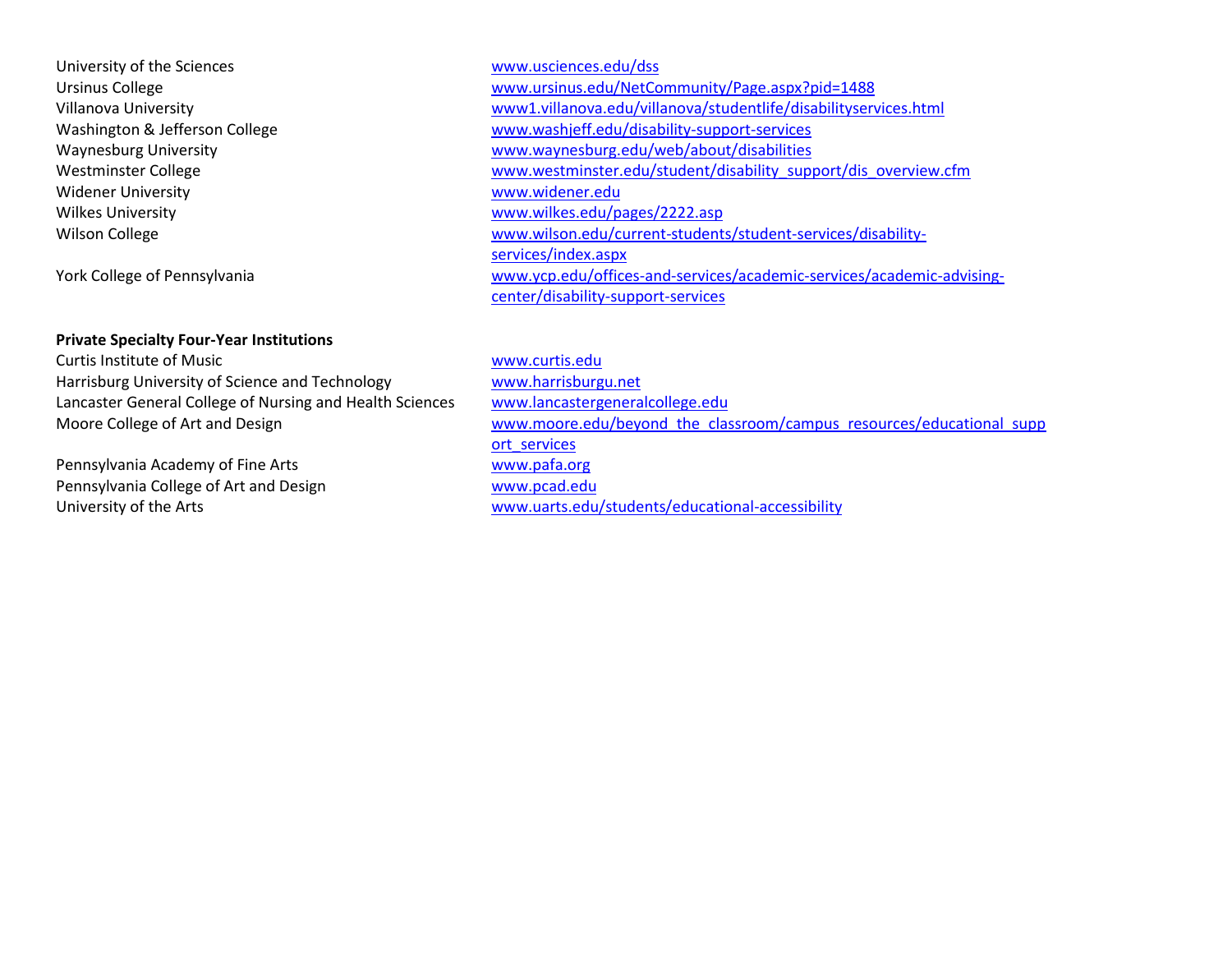| | |
|---|---|
| University of the Sciences | www.usciences.edu/dss |
| Ursinus College | www.ursinus.edu/NetCommunity/Page.aspx?pid=1488 |
| Villanova University | www1.villanova.edu/villanova/studentlife/disabilityservices.html |
| Washington & Jefferson College | www.washjeff.edu/disability-support-services |
| Waynesburg University | www.waynesburg.edu/web/about/disabilities |
| Westminster College | www.westminster.edu/student/disability_support/dis_overview.cfm |
| Widener University | www.widener.edu |
| Wilkes University | www.wilkes.edu/pages/2222.asp |
| Wilson College | www.wilson.edu/current-students/student-services/disability-services/index.aspx |
| York College of Pennsylvania | www.ycp.edu/offices-and-services/academic-services/academic-advising-center/disability-support-services |

**Private Specialty Four-Year Institutions**

| | |
|---|---|
| Curtis Institute of Music | www.curtis.edu |
| Harrisburg University of Science and Technology | www.harrisburgu.net |
| Lancaster General College of Nursing and Health Sciences | www.lancastergeneralcollege.edu |
| Moore College of Art and Design | www.moore.edu/beyond_the_classroom/campus_resources/educational_support_services |
| Pennsylvania Academy of Fine Arts | www.pafa.org |
| Pennsylvania College of Art and Design | www.pcad.edu |
| University of the Arts | www.uarts.edu/students/educational-accessibility |